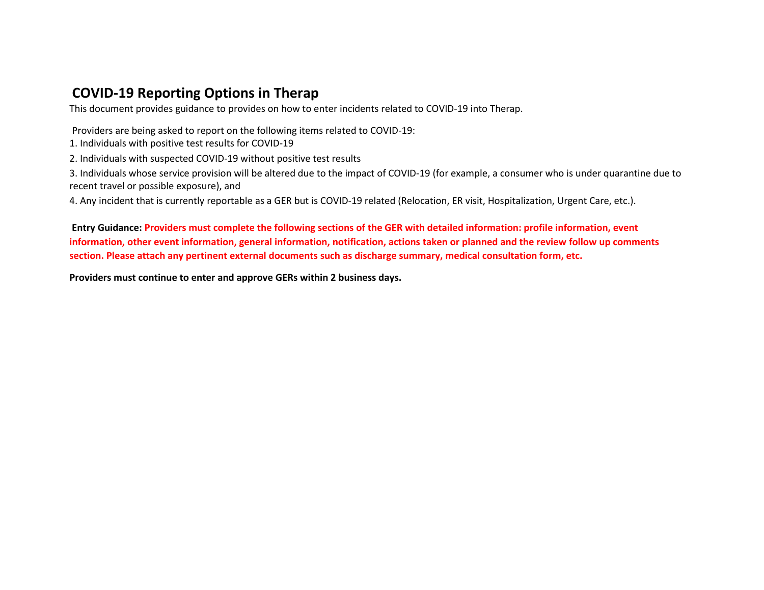# COVID-19 Reporting Options in Therap

This document provides guidance to provides on how to enter incidents related to COVID-19 into Therap.

Providers are being asked to report on the following items related to COVID-19:

1. Individuals with positive test results for COVID-19
2. Individuals with suspected COVID-19 without positive test results
3. Individuals whose service provision will be altered due to the impact of COVID-19 (for example, a consumer who is under quarantine due to recent travel or possible exposure), and
4. Any incident that is currently reportable as a GER but is COVID-19 related (Relocation, ER visit, Hospitalization, Urgent Care, etc.).

**Entry Guidance: Providers must complete the following sections of the GER with detailed information: profile information, event information, other event information, general information, notification, actions taken or planned and the review follow up comments section. Please attach any pertinent external documents such as discharge summary, medical consultation form, etc.**

**Providers must continue to enter and approve GERs within 2 business days.**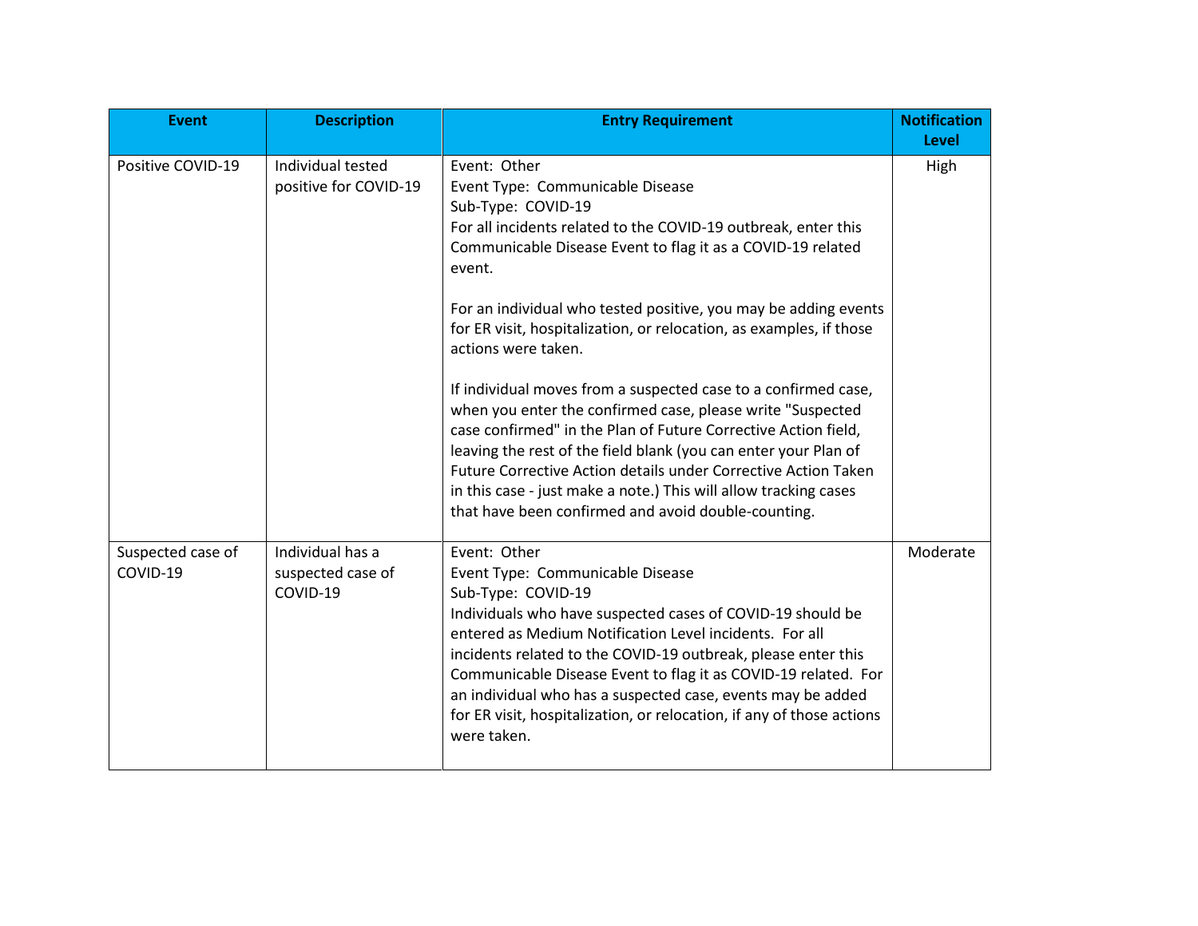| Event | Description | Entry Requirement | Notification Level |
|---|---|---|---|
| Positive COVID-19 | Individual tested positive for COVID-19 | Event: Other<br>Event Type: Communicable Disease<br>Sub-Type: COVID-19<br>For all incidents related to the COVID-19 outbreak, enter this Communicable Disease Event to flag it as a COVID-19 related event.<br><br>For an individual who tested positive, you may be adding events for ER visit, hospitalization, or relocation, as examples, if those actions were taken.<br><br>If individual moves from a suspected case to a confirmed case, when you enter the confirmed case, please write "Suspected case confirmed" in the Plan of Future Corrective Action field, leaving the rest of the field blank (you can enter your Plan of Future Corrective Action details under Corrective Action Taken in this case - just make a note.) This will allow tracking cases that have been confirmed and avoid double-counting. | High |
| Suspected case of COVID-19 | Individual has a suspected case of COVID-19 | Event: Other<br>Event Type: Communicable Disease<br>Sub-Type: COVID-19<br>Individuals who have suspected cases of COVID-19 should be entered as Medium Notification Level incidents. For all incidents related to the COVID-19 outbreak, please enter this Communicable Disease Event to flag it as COVID-19 related. For an individual who has a suspected case, events may be added for ER visit, hospitalization, or relocation, if any of those actions were taken. | Moderate |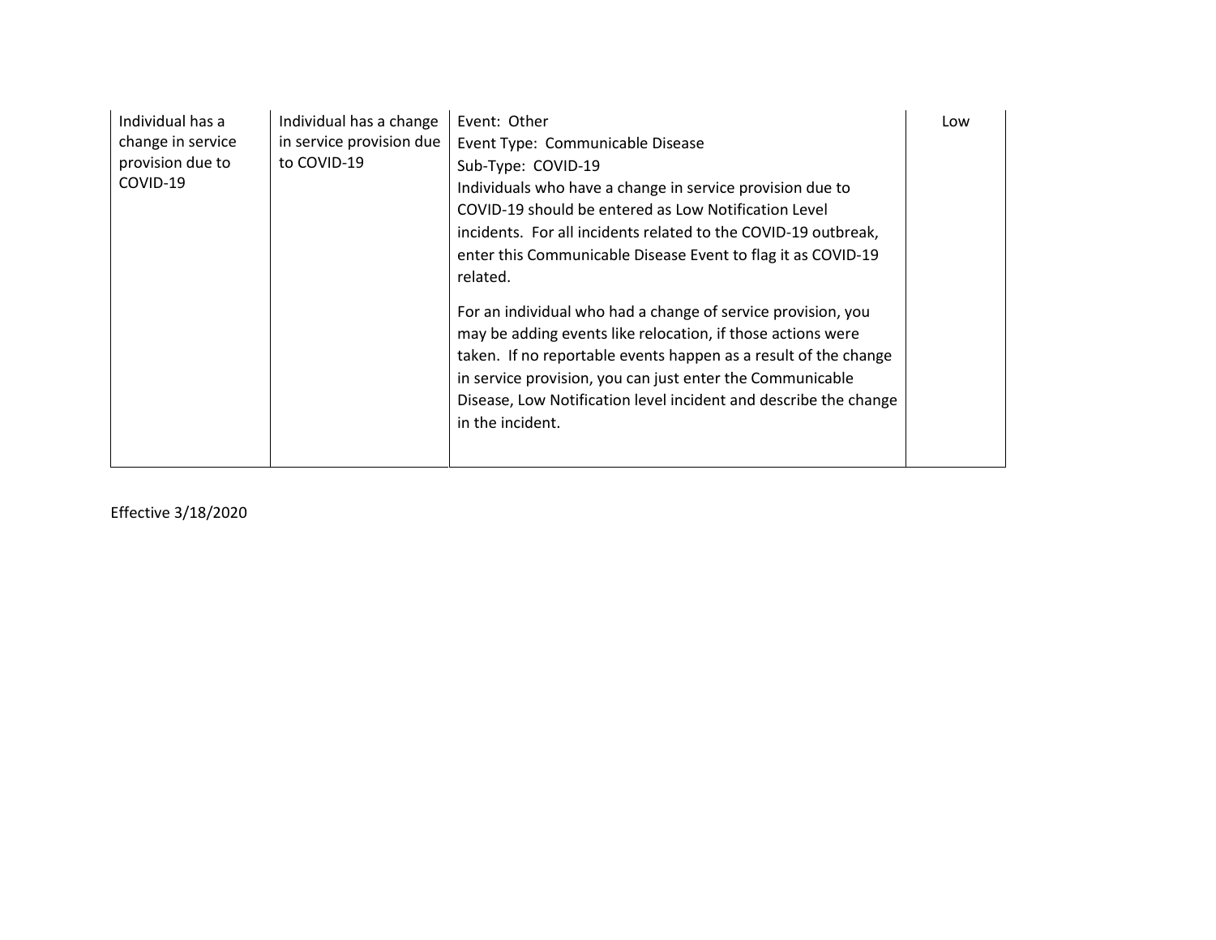| | | | |
|---|---|---|---|
| Individual has a change in service provision due to COVID-19 | Individual has a change in service provision due to COVID-19 | Event: Other<br>Event Type: Communicable Disease<br>Sub-Type: COVID-19<br>Individuals who have a change in service provision due to COVID-19 should be entered as Low Notification Level incidents. For all incidents related to the COVID-19 outbreak, enter this Communicable Disease Event to flag it as COVID-19 related.<br><br>For an individual who had a change of service provision, you may be adding events like relocation, if those actions were taken. If no reportable events happen as a result of the change in service provision, you can just enter the Communicable Disease, Low Notification level incident and describe the change in the incident. | Low |

Effective 3/18/2020